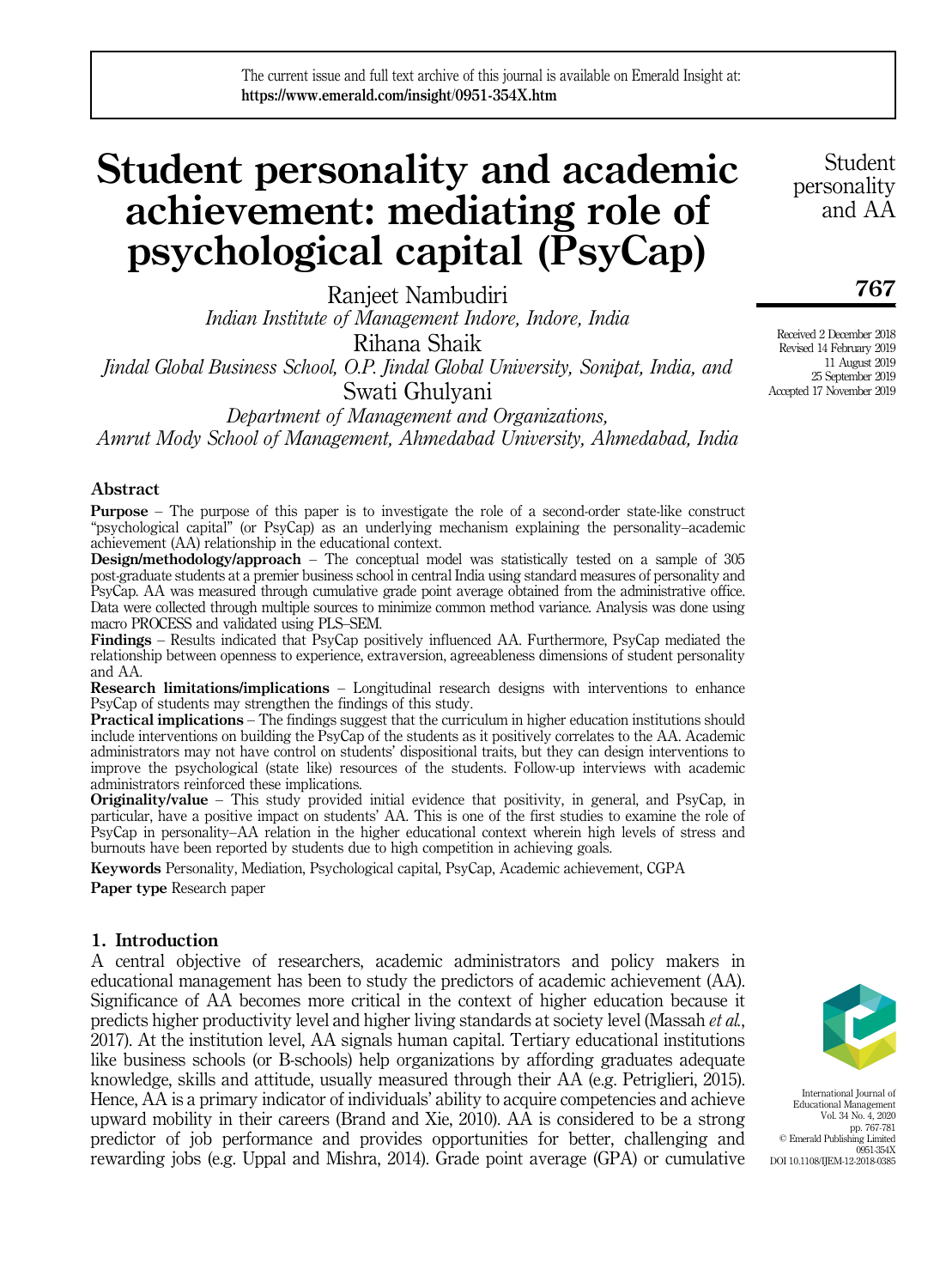# Student personality and academic achievement: mediating role of psychological capital (PsyCap)

Ranjeet Nambudiri
*Indian Institute of Management Indore, Indore, India*

Rihana Shaik
*Jindal Global Business School, O.P. Jindal Global University, Sonipat, India, and*

Swati Ghulyani
*Department of Management and Organizations, Amrut Mody School of Management, Ahmedabad University, Ahmedabad, India*

Received 2 December 2018
Revised 14 February 2019
11 August 2019
25 September 2019
Accepted 17 November 2019

## Abstract

**Purpose** – The purpose of this paper is to investigate the role of a second-order state-like construct "psychological capital" (or PsyCap) as an underlying mechanism explaining the personality–academic achievement (AA) relationship in the educational context.

**Design/methodology/approach** – The conceptual model was statistically tested on a sample of 305 post-graduate students at a premier business school in central India using standard measures of personality and PsyCap. AA was measured through cumulative grade point average obtained from the administrative office. Data were collected through multiple sources to minimize common method variance. Analysis was done using macro PROCESS and validated using PLS–SEM.

**Findings** – Results indicated that PsyCap positively influenced AA. Furthermore, PsyCap mediated the relationship between openness to experience, extraversion, agreeableness dimensions of student personality and AA.

**Research limitations/implications** – Longitudinal research designs with interventions to enhance PsyCap of students may strengthen the findings of this study.

**Practical implications** – The findings suggest that the curriculum in higher education institutions should include interventions on building the PsyCap of the students as it positively correlates to the AA. Academic administrators may not have control on students' dispositional traits, but they can design interventions to improve the psychological (state like) resources of the students. Follow-up interviews with academic administrators reinforced these implications.

**Originality/value** – This study provided initial evidence that positivity, in general, and PsyCap, in particular, have a positive impact on students' AA. This is one of the first studies to examine the role of PsyCap in personality–AA relation in the higher educational context wherein high levels of stress and burnouts have been reported by students due to high competition in achieving goals.

**Keywords** Personality, Mediation, Psychological capital, PsyCap, Academic achievement, CGPA

**Paper type** Research paper

## 1. Introduction

A central objective of researchers, academic administrators and policy makers in educational management has been to study the predictors of academic achievement (AA). Significance of AA becomes more critical in the context of higher education because it predicts higher productivity level and higher living standards at society level (Massah *et al.*, 2017). At the institution level, AA signals human capital. Tertiary educational institutions like business schools (or B-schools) help organizations by affording graduates adequate knowledge, skills and attitude, usually measured through their AA (e.g. Petriglieri, 2015). Hence, AA is a primary indicator of individuals' ability to acquire competencies and achieve upward mobility in their careers (Brand and Xie, 2010). AA is considered to be a strong predictor of job performance and provides opportunities for better, challenging and rewarding jobs (e.g. Uppal and Mishra, 2014). Grade point average (GPA) or cumulative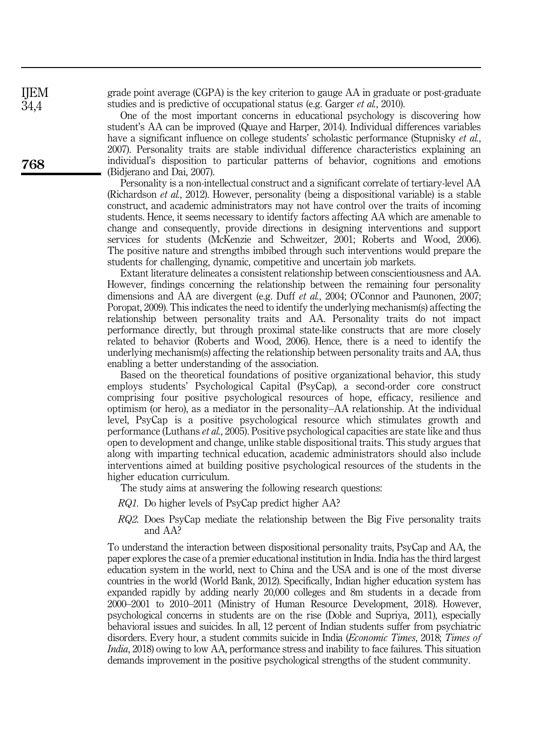grade point average (CGPA) is the key criterion to gauge AA in graduate or post-graduate studies and is predictive of occupational status (e.g. Garger *et al.*, 2010).

One of the most important concerns in educational psychology is discovering how student's AA can be improved (Quaye and Harper, 2014). Individual differences variables have a significant influence on college students' scholastic performance (Stupnisky *et al.*, 2007). Personality traits are stable individual difference characteristics explaining an individual's disposition to particular patterns of behavior, cognitions and emotions (Bidjerano and Dai, 2007).

Personality is a non-intellectual construct and a significant correlate of tertiary-level AA (Richardson *et al.*, 2012). However, personality (being a dispositional variable) is a stable construct, and academic administrators may not have control over the traits of incoming students. Hence, it seems necessary to identify factors affecting AA which are amenable to change and consequently, provide directions in designing interventions and support services for students (McKenzie and Schweitzer, 2001; Roberts and Wood, 2006). The positive nature and strengths imbibed through such interventions would prepare the students for challenging, dynamic, competitive and uncertain job markets.

Extant literature delineates a consistent relationship between conscientiousness and AA. However, findings concerning the relationship between the remaining four personality dimensions and AA are divergent (e.g. Duff *et al.*, 2004; O'Connor and Paunonen, 2007; Poropat, 2009). This indicates the need to identify the underlying mechanism(s) affecting the relationship between personality traits and AA. Personality traits do not impact performance directly, but through proximal state-like constructs that are more closely related to behavior (Roberts and Wood, 2006). Hence, there is a need to identify the underlying mechanism(s) affecting the relationship between personality traits and AA, thus enabling a better understanding of the association.

Based on the theoretical foundations of positive organizational behavior, this study employs students' Psychological Capital (PsyCap), a second-order core construct comprising four positive psychological resources of hope, efficacy, resilience and optimism (or hero), as a mediator in the personality–AA relationship. At the individual level, PsyCap is a positive psychological resource which stimulates growth and performance (Luthans *et al.*, 2005). Positive psychological capacities are state like and thus open to development and change, unlike stable dispositional traits. This study argues that along with imparting technical education, academic administrators should also include interventions aimed at building positive psychological resources of the students in the higher education curriculum.

The study aims at answering the following research questions:

*RQ1*. Do higher levels of PsyCap predict higher AA?

*RQ2*. Does PsyCap mediate the relationship between the Big Five personality traits and AA?

To understand the interaction between dispositional personality traits, PsyCap and AA, the paper explores the case of a premier educational institution in India. India has the third largest education system in the world, next to China and the USA and is one of the most diverse countries in the world (World Bank, 2012). Specifically, Indian higher education system has expanded rapidly by adding nearly 20,000 colleges and 8m students in a decade from 2000–2001 to 2010–2011 (Ministry of Human Resource Development, 2018). However, psychological concerns in students are on the rise (Doble and Supriya, 2011), especially behavioral issues and suicides. In all, 12 percent of Indian students suffer from psychiatric disorders. Every hour, a student commits suicide in India (*Economic Times*, 2018; *Times of India*, 2018) owing to low AA, performance stress and inability to face failures. This situation demands improvement in the positive psychological strengths of the student community.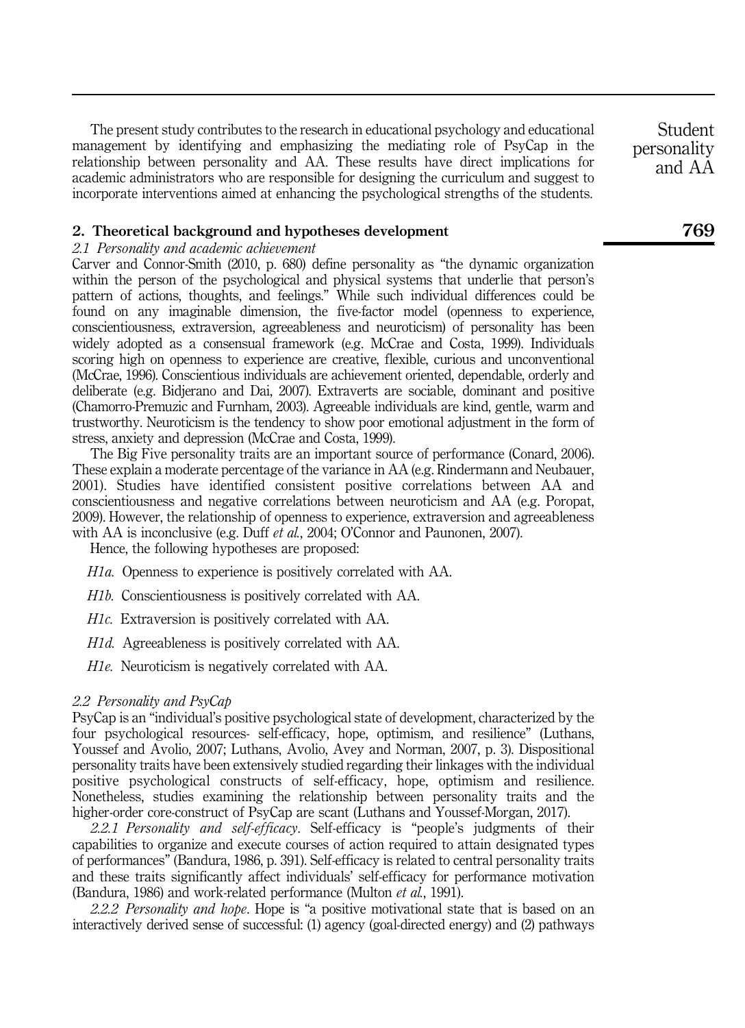The present study contributes to the research in educational psychology and educational management by identifying and emphasizing the mediating role of PsyCap in the relationship between personality and AA. These results have direct implications for academic administrators who are responsible for designing the curriculum and suggest to incorporate interventions aimed at enhancing the psychological strengths of the students.

## 2. Theoretical background and hypotheses development

### 2.1 Personality and academic achievement

Carver and Connor-Smith (2010, p. 680) define personality as "the dynamic organization within the person of the psychological and physical systems that underlie that person's pattern of actions, thoughts, and feelings." While such individual differences could be found on any imaginable dimension, the five-factor model (openness to experience, conscientiousness, extraversion, agreeableness and neuroticism) of personality has been widely adopted as a consensual framework (e.g. McCrae and Costa, 1999). Individuals scoring high on openness to experience are creative, flexible, curious and unconventional (McCrae, 1996). Conscientious individuals are achievement oriented, dependable, orderly and deliberate (e.g. Bidjerano and Dai, 2007). Extraverts are sociable, dominant and positive (Chamorro-Premuzic and Furnham, 2003). Agreeable individuals are kind, gentle, warm and trustworthy. Neuroticism is the tendency to show poor emotional adjustment in the form of stress, anxiety and depression (McCrae and Costa, 1999).

The Big Five personality traits are an important source of performance (Conard, 2006). These explain a moderate percentage of the variance in AA (e.g. Rindermann and Neubauer, 2001). Studies have identified consistent positive correlations between AA and conscientiousness and negative correlations between neuroticism and AA (e.g. Poropat, 2009). However, the relationship of openness to experience, extraversion and agreeableness with AA is inconclusive (e.g. Duff *et al.*, 2004; O'Connor and Paunonen, 2007).

Hence, the following hypotheses are proposed:

*H1a.* Openness to experience is positively correlated with AA.

*H1b.* Conscientiousness is positively correlated with AA.

*H1c.* Extraversion is positively correlated with AA.

*H1d.* Agreeableness is positively correlated with AA.

*H1e.* Neuroticism is negatively correlated with AA.

### 2.2 Personality and PsyCap

PsyCap is an "individual's positive psychological state of development, characterized by the four psychological resources- self-efficacy, hope, optimism, and resilience" (Luthans, Youssef and Avolio, 2007; Luthans, Avolio, Avey and Norman, 2007, p. 3). Dispositional personality traits have been extensively studied regarding their linkages with the individual positive psychological constructs of self-efficacy, hope, optimism and resilience. Nonetheless, studies examining the relationship between personality traits and the higher-order core-construct of PsyCap are scant (Luthans and Youssef-Morgan, 2017).

*2.2.1 Personality and self-efficacy.* Self-efficacy is "people's judgments of their capabilities to organize and execute courses of action required to attain designated types of performances" (Bandura, 1986, p. 391). Self-efficacy is related to central personality traits and these traits significantly affect individuals' self-efficacy for performance motivation (Bandura, 1986) and work-related performance (Multon *et al.*, 1991).

*2.2.2 Personality and hope.* Hope is "a positive motivational state that is based on an interactively derived sense of successful: (1) agency (goal-directed energy) and (2) pathways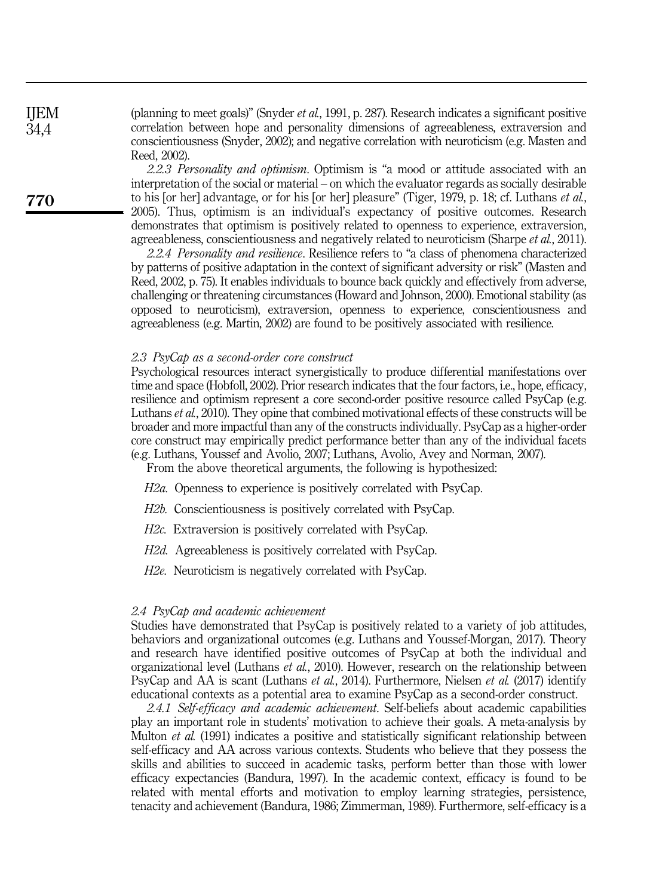(planning to meet goals)" (Snyder *et al.*, 1991, p. 287). Research indicates a significant positive correlation between hope and personality dimensions of agreeableness, extraversion and conscientiousness (Snyder, 2002); and negative correlation with neuroticism (e.g. Masten and Reed, 2002).

*2.2.3 Personality and optimism*. Optimism is "a mood or attitude associated with an interpretation of the social or material – on which the evaluator regards as socially desirable to his [or her] advantage, or for his [or her] pleasure" (Tiger, 1979, p. 18; cf. Luthans *et al.*, 2005). Thus, optimism is an individual's expectancy of positive outcomes. Research demonstrates that optimism is positively related to openness to experience, extraversion, agreeableness, conscientiousness and negatively related to neuroticism (Sharpe *et al.*, 2011).

*2.2.4 Personality and resilience*. Resilience refers to "a class of phenomena characterized by patterns of positive adaptation in the context of significant adversity or risk" (Masten and Reed, 2002, p. 75). It enables individuals to bounce back quickly and effectively from adverse, challenging or threatening circumstances (Howard and Johnson, 2000). Emotional stability (as opposed to neuroticism), extraversion, openness to experience, conscientiousness and agreeableness (e.g. Martin, 2002) are found to be positively associated with resilience.

### *2.3 PsyCap as a second-order core construct*

Psychological resources interact synergistically to produce differential manifestations over time and space (Hobfoll, 2002). Prior research indicates that the four factors, i.e., hope, efficacy, resilience and optimism represent a core second-order positive resource called PsyCap (e.g. Luthans *et al.*, 2010). They opine that combined motivational effects of these constructs will be broader and more impactful than any of the constructs individually. PsyCap as a higher-order core construct may empirically predict performance better than any of the individual facets (e.g. Luthans, Youssef and Avolio, 2007; Luthans, Avolio, Avey and Norman, 2007).

From the above theoretical arguments, the following is hypothesized:

*H2a*. Openness to experience is positively correlated with PsyCap.

*H2b*. Conscientiousness is positively correlated with PsyCap.

*H2c*. Extraversion is positively correlated with PsyCap.

*H2d*. Agreeableness is positively correlated with PsyCap.

*H2e*. Neuroticism is negatively correlated with PsyCap.

### *2.4 PsyCap and academic achievement*

Studies have demonstrated that PsyCap is positively related to a variety of job attitudes, behaviors and organizational outcomes (e.g. Luthans and Youssef-Morgan, 2017). Theory and research have identified positive outcomes of PsyCap at both the individual and organizational level (Luthans *et al.*, 2010). However, research on the relationship between PsyCap and AA is scant (Luthans *et al.*, 2014). Furthermore, Nielsen *et al.* (2017) identify educational contexts as a potential area to examine PsyCap as a second-order construct.

*2.4.1 Self-efficacy and academic achievement*. Self-beliefs about academic capabilities play an important role in students' motivation to achieve their goals. A meta-analysis by Multon *et al.* (1991) indicates a positive and statistically significant relationship between self-efficacy and AA across various contexts. Students who believe that they possess the skills and abilities to succeed in academic tasks, perform better than those with lower efficacy expectancies (Bandura, 1997). In the academic context, efficacy is found to be related with mental efforts and motivation to employ learning strategies, persistence, tenacity and achievement (Bandura, 1986; Zimmerman, 1989). Furthermore, self-efficacy is a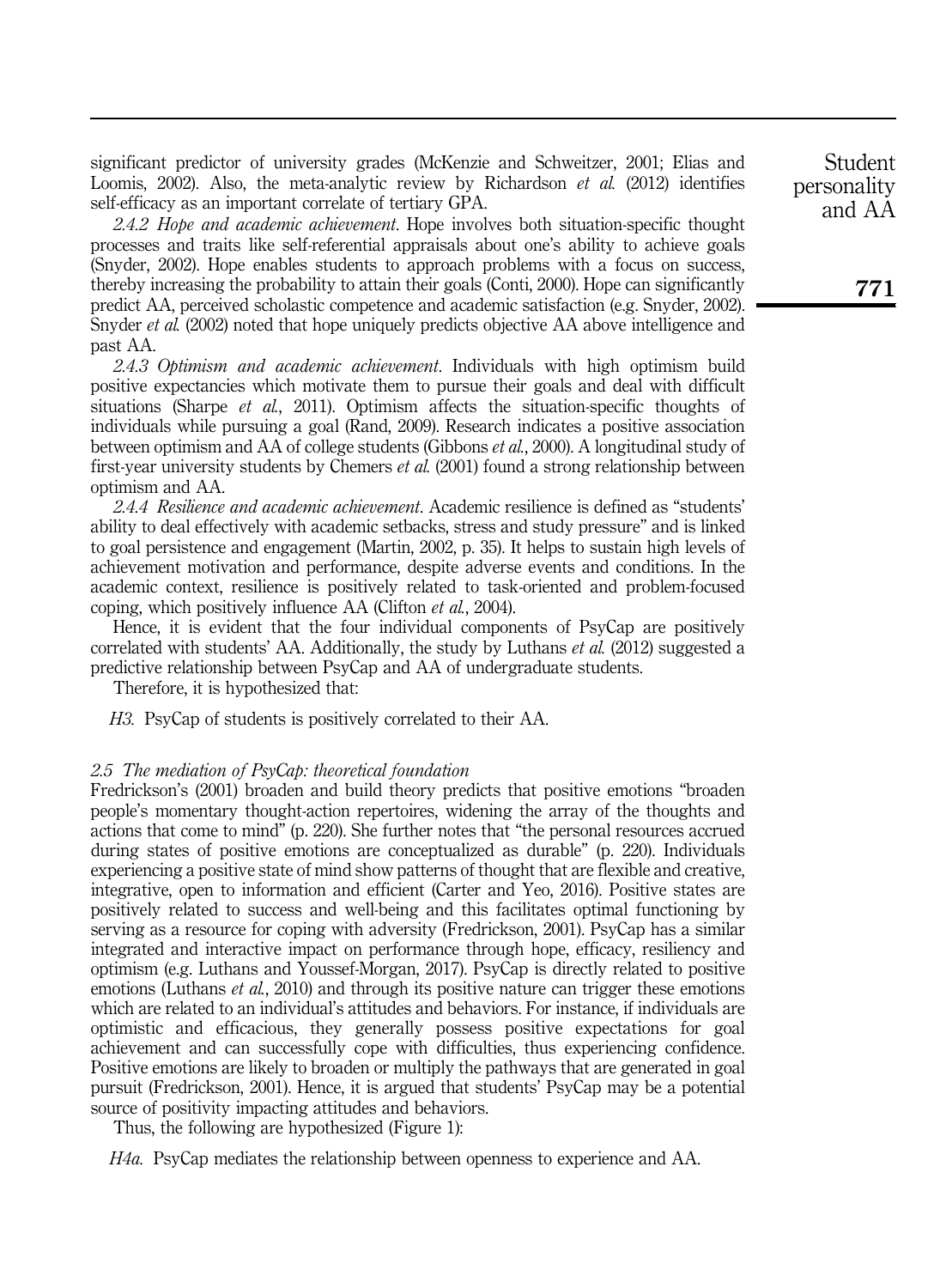significant predictor of university grades (McKenzie and Schweitzer, 2001; Elias and Loomis, 2002). Also, the meta-analytic review by Richardson *et al.* (2012) identifies self-efficacy as an important correlate of tertiary GPA.

*2.4.2 Hope and academic achievement*. Hope involves both situation-specific thought processes and traits like self-referential appraisals about one's ability to achieve goals (Snyder, 2002). Hope enables students to approach problems with a focus on success, thereby increasing the probability to attain their goals (Conti, 2000). Hope can significantly predict AA, perceived scholastic competence and academic satisfaction (e.g. Snyder, 2002). Snyder *et al.* (2002) noted that hope uniquely predicts objective AA above intelligence and past AA.

*2.4.3 Optimism and academic achievement*. Individuals with high optimism build positive expectancies which motivate them to pursue their goals and deal with difficult situations (Sharpe *et al.*, 2011). Optimism affects the situation-specific thoughts of individuals while pursuing a goal (Rand, 2009). Research indicates a positive association between optimism and AA of college students (Gibbons *et al.*, 2000). A longitudinal study of first-year university students by Chemers *et al.* (2001) found a strong relationship between optimism and AA.

*2.4.4 Resilience and academic achievement*. Academic resilience is defined as "students' ability to deal effectively with academic setbacks, stress and study pressure" and is linked to goal persistence and engagement (Martin, 2002, p. 35). It helps to sustain high levels of achievement motivation and performance, despite adverse events and conditions. In the academic context, resilience is positively related to task-oriented and problem-focused coping, which positively influence AA (Clifton *et al.*, 2004).

Hence, it is evident that the four individual components of PsyCap are positively correlated with students' AA. Additionally, the study by Luthans *et al.* (2012) suggested a predictive relationship between PsyCap and AA of undergraduate students.

Therefore, it is hypothesized that:

*H3*. PsyCap of students is positively correlated to their AA.

### *2.5 The mediation of PsyCap: theoretical foundation*

Fredrickson's (2001) broaden and build theory predicts that positive emotions "broaden people's momentary thought-action repertoires, widening the array of the thoughts and actions that come to mind" (p. 220). She further notes that "the personal resources accrued during states of positive emotions are conceptualized as durable" (p. 220). Individuals experiencing a positive state of mind show patterns of thought that are flexible and creative, integrative, open to information and efficient (Carter and Yeo, 2016). Positive states are positively related to success and well-being and this facilitates optimal functioning by serving as a resource for coping with adversity (Fredrickson, 2001). PsyCap has a similar integrated and interactive impact on performance through hope, efficacy, resiliency and optimism (e.g. Luthans and Youssef-Morgan, 2017). PsyCap is directly related to positive emotions (Luthans *et al.*, 2010) and through its positive nature can trigger these emotions which are related to an individual's attitudes and behaviors. For instance, if individuals are optimistic and efficacious, they generally possess positive expectations for goal achievement and can successfully cope with difficulties, thus experiencing confidence. Positive emotions are likely to broaden or multiply the pathways that are generated in goal pursuit (Fredrickson, 2001). Hence, it is argued that students' PsyCap may be a potential source of positivity impacting attitudes and behaviors.

Thus, the following are hypothesized (Figure 1):

*H4a*. PsyCap mediates the relationship between openness to experience and AA.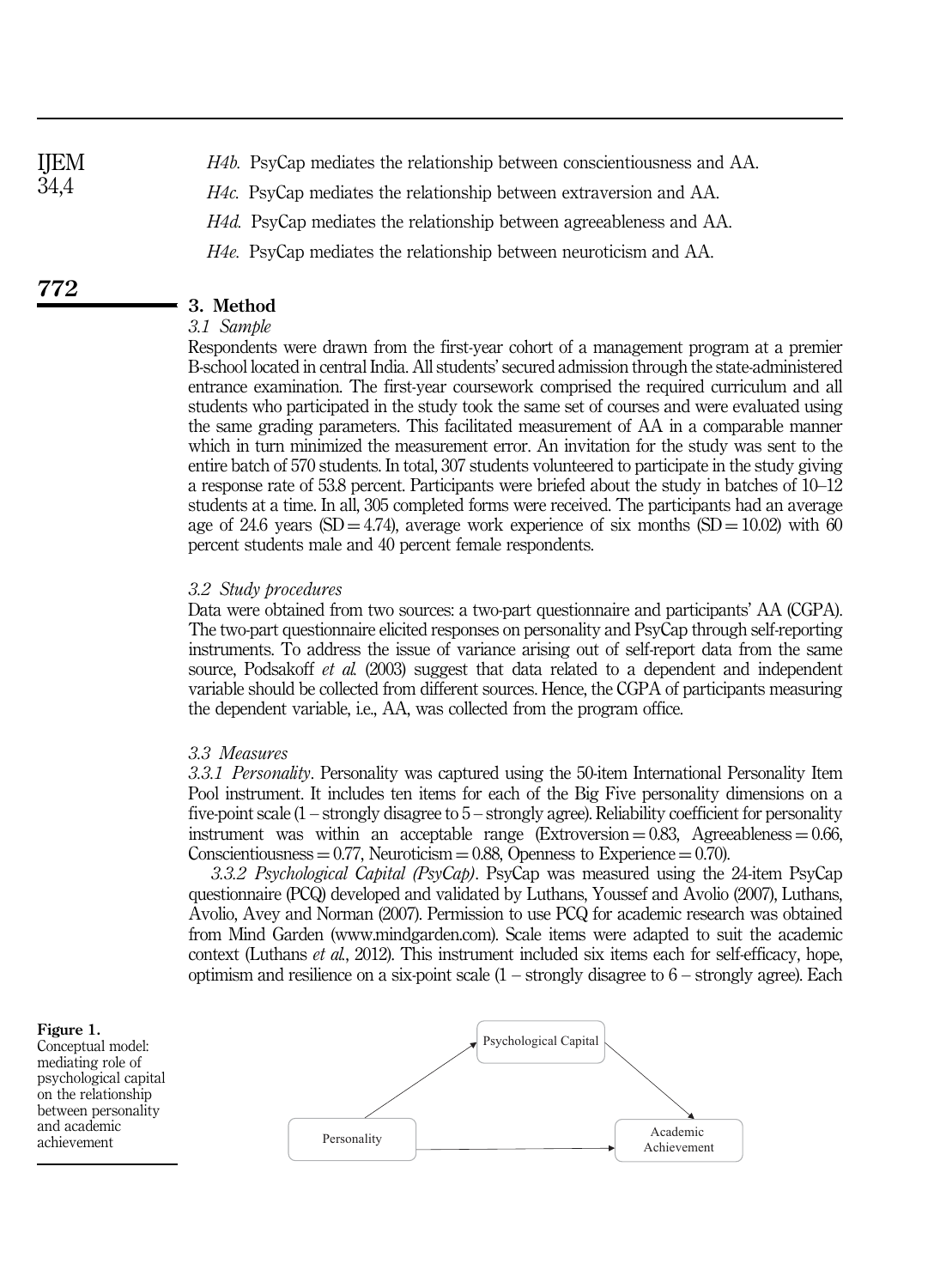*H4b*. PsyCap mediates the relationship between conscientiousness and AA.

*H4c*. PsyCap mediates the relationship between extraversion and AA.

*H4d*. PsyCap mediates the relationship between agreeableness and AA.

*H4e*. PsyCap mediates the relationship between neuroticism and AA.

## 3. Method

### 3.1 Sample

Respondents were drawn from the first-year cohort of a management program at a premier B-school located in central India. All students' secured admission through the state-administered entrance examination. The first-year coursework comprised the required curriculum and all students who participated in the study took the same set of courses and were evaluated using the same grading parameters. This facilitated measurement of AA in a comparable manner which in turn minimized the measurement error. An invitation for the study was sent to the entire batch of 570 students. In total, 307 students volunteered to participate in the study giving a response rate of 53.8 percent. Participants were briefed about the study in batches of 10–12 students at a time. In all, 305 completed forms were received. The participants had an average age of 24.6 years (SD = 4.74), average work experience of six months (SD = 10.02) with 60 percent students male and 40 percent female respondents.

### 3.2 Study procedures

Data were obtained from two sources: a two-part questionnaire and participants' AA (CGPA). The two-part questionnaire elicited responses on personality and PsyCap through self-reporting instruments. To address the issue of variance arising out of self-report data from the same source, Podsakoff *et al.* (2003) suggest that data related to a dependent and independent variable should be collected from different sources. Hence, the CGPA of participants measuring the dependent variable, i.e., AA, was collected from the program office.

### 3.3 Measures

*3.3.1 Personality*. Personality was captured using the 50-item International Personality Item Pool instrument. It includes ten items for each of the Big Five personality dimensions on a five-point scale (1 – strongly disagree to 5 – strongly agree). Reliability coefficient for personality instrument was within an acceptable range (Extroversion = 0.83, Agreeableness = 0.66, Conscientiousness = 0.77, Neuroticism = 0.88, Openness to Experience = 0.70).

*3.3.2 Psychological Capital (PsyCap)*. PsyCap was measured using the 24-item PsyCap questionnaire (PCQ) developed and validated by Luthans, Youssef and Avolio (2007), Luthans, Avolio, Avey and Norman (2007). Permission to use PCQ for academic research was obtained from Mind Garden (www.mindgarden.com). Scale items were adapted to suit the academic context (Luthans *et al.*, 2012). This instrument included six items each for self-efficacy, hope, optimism and resilience on a six-point scale (1 – strongly disagree to 6 – strongly agree). Each

Psychological Capital

Personality

Academic Achievement

**Figure 1.** Conceptual model: mediating role of psychological capital on the relationship between personality and academic achievement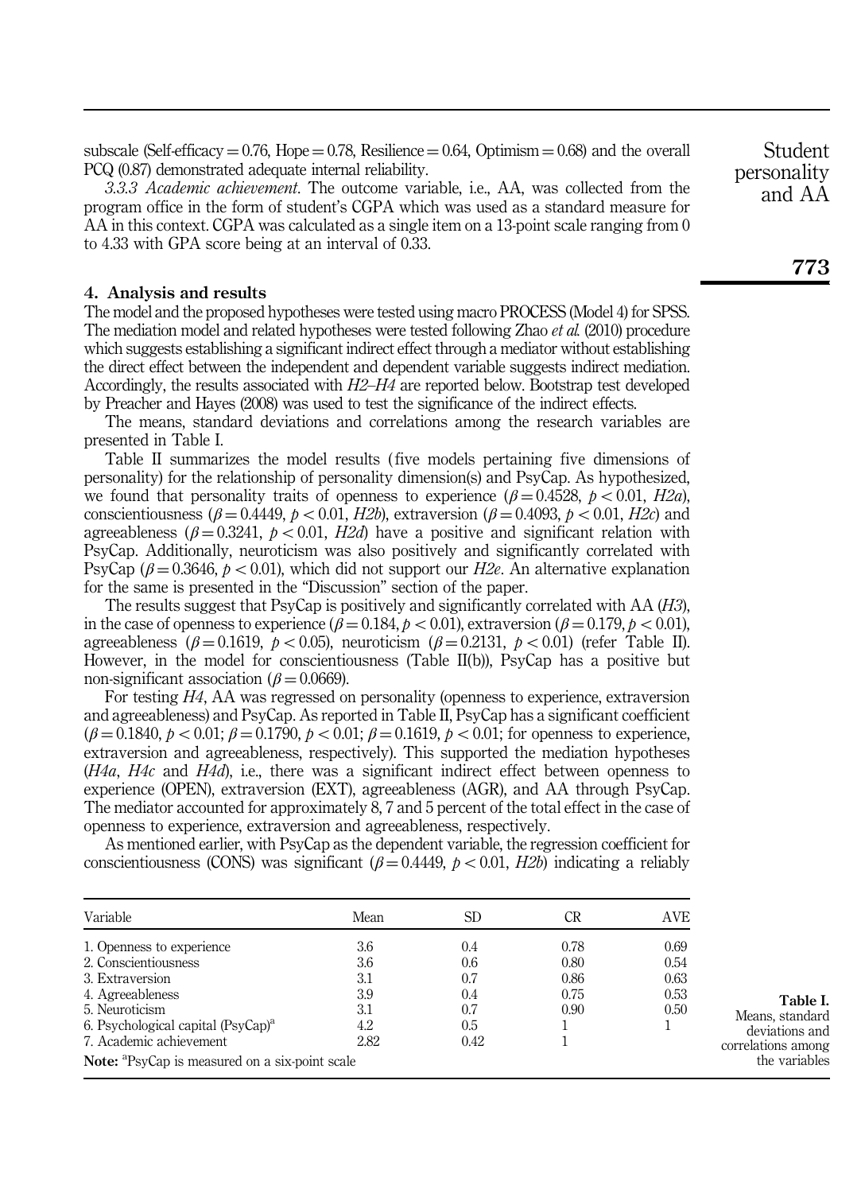subscale (Self-efficacy = 0.76, Hope = 0.78, Resilience = 0.64, Optimism = 0.68) and the overall PCQ (0.87) demonstrated adequate internal reliability.

*3.3.3 Academic achievement.* The outcome variable, i.e., AA, was collected from the program office in the form of student's CGPA which was used as a standard measure for AA in this context. CGPA was calculated as a single item on a 13-point scale ranging from 0 to 4.33 with GPA score being at an interval of 0.33.

## 4. Analysis and results

The model and the proposed hypotheses were tested using macro PROCESS (Model 4) for SPSS. The mediation model and related hypotheses were tested following Zhao *et al.* (2010) procedure which suggests establishing a significant indirect effect through a mediator without establishing the direct effect between the independent and dependent variable suggests indirect mediation. Accordingly, the results associated with *H2*–*H4* are reported below. Bootstrap test developed by Preacher and Hayes (2008) was used to test the significance of the indirect effects.

The means, standard deviations and correlations among the research variables are presented in Table I.

Table II summarizes the model results (five models pertaining five dimensions of personality) for the relationship of personality dimension(s) and PsyCap. As hypothesized, we found that personality traits of openness to experience ($\beta = 0.4528$, $p < 0.01$, *H2a*), conscientiousness ($\beta = 0.4449$, $p < 0.01$, *H2b*), extraversion ($\beta = 0.4093$, $p < 0.01$, *H2c*) and agreeableness ($\beta = 0.3241$, $p < 0.01$, *H2d*) have a positive and significant relation with PsyCap. Additionally, neuroticism was also positively and significantly correlated with PsyCap ($\beta = 0.3646$, $p < 0.01$), which did not support our *H2e*. An alternative explanation for the same is presented in the "Discussion" section of the paper.

The results suggest that PsyCap is positively and significantly correlated with AA (*H3*), in the case of openness to experience ($\beta = 0.184$, $p < 0.01$), extraversion ($\beta = 0.179$, $p < 0.01$), agreeableness ($\beta = 0.1619$, $p < 0.05$), neuroticism ($\beta = 0.2131$, $p < 0.01$) (refer Table II). However, in the model for conscientiousness (Table II(b)), PsyCap has a positive but non-significant association ($\beta = 0.0669$).

For testing *H4*, AA was regressed on personality (openness to experience, extraversion and agreeableness) and PsyCap. As reported in Table II, PsyCap has a significant coefficient ($\beta = 0.1840$, $p < 0.01$; $\beta = 0.1790$, $p < 0.01$; $\beta = 0.1619$, $p < 0.01$; for openness to experience, extraversion and agreeableness, respectively). This supported the mediation hypotheses (*H4a*, *H4c* and *H4d*), i.e., there was a significant indirect effect between openness to experience (OPEN), extraversion (EXT), agreeableness (AGR), and AA through PsyCap. The mediator accounted for approximately 8, 7 and 5 percent of the total effect in the case of openness to experience, extraversion and agreeableness, respectively.

As mentioned earlier, with PsyCap as the dependent variable, the regression coefficient for conscientiousness (CONS) was significant ($\beta = 0.4449$, $p < 0.01$, *H2b*) indicating a reliably

| Variable | Mean | SD | CR | AVE |
|---|---|---|---|---|
| 1. Openness to experience | 3.6 | 0.4 | 0.78 | 0.69 |
| 2. Conscientiousness | 3.6 | 0.6 | 0.80 | 0.54 |
| 3. Extraversion | 3.1 | 0.7 | 0.86 | 0.63 |
| 4. Agreeableness | 3.9 | 0.4 | 0.75 | 0.53 |
| 5. Neuroticism | 3.1 | 0.7 | 0.90 | 0.50 |
| 6. Psychological capital (PsyCap)[a] | 4.2 | 0.5 | 1 | 1 |
| 7. Academic achievement | 2.82 | 0.42 | 1 | |

**Note:** [a]PsyCap is measured on a six-point scale

**Table I.** Means, standard deviations and correlations among the variables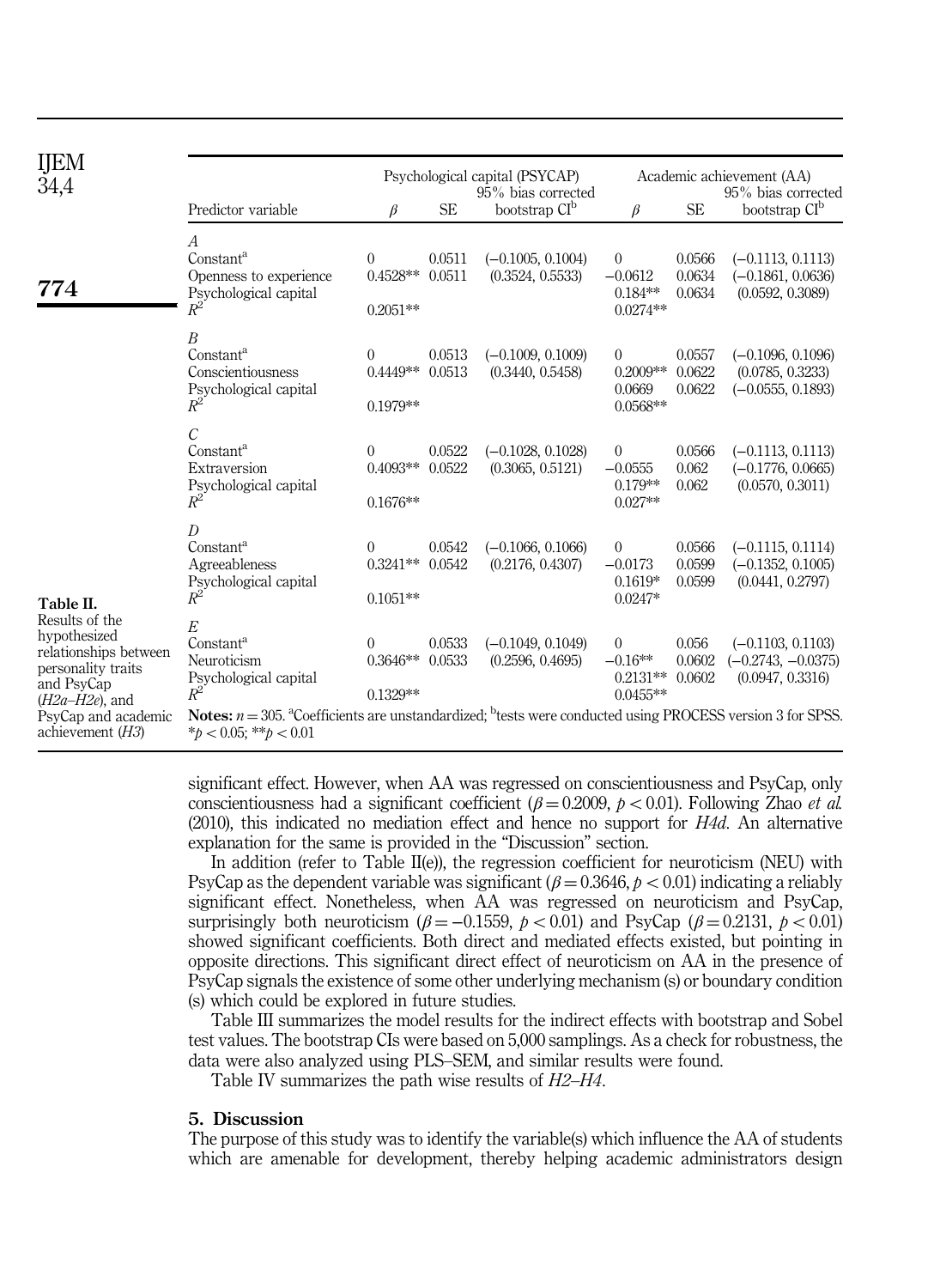**Table II.** Results of the hypothesized relationships between personality traits and PsyCap (*H2a–H2e*), and PsyCap and academic achievement (*H3*)

| Predictor variable | Psychological capital (PSYCAP) | | | Academic achievement (AA) | | |
|---|---|---|---|---|---|---|
| | $\beta$ | SE | 95% bias corrected bootstrap CI[b] | $\beta$ | SE | 95% bias corrected bootstrap CI[b] |
| *A* | | | | | | |
| Constant[a] | 0 | 0.0511 | (−0.1005, 0.1004) | 0 | 0.0566 | (−0.1113, 0.1113) |
| Openness to experience | 0.4528** | 0.0511 | (0.3524, 0.5533) | −0.0612 | 0.0634 | (−0.1861, 0.0636) |
| Psychological capital | | | | 0.184** | 0.0634 | (0.0592, 0.3089) |
| $R^2$ | 0.2051** | | | 0.0274** | | |
| *B* | | | | | | |
| Constant[a] | 0 | 0.0513 | (−0.1009, 0.1009) | 0 | 0.0557 | (−0.1096, 0.1096) |
| Conscientiousness | 0.4449** | 0.0513 | (0.3440, 0.5458) | 0.2009** | 0.0622 | (0.0785, 0.3233) |
| Psychological capital | | | | 0.0669 | 0.0622 | (−0.0555, 0.1893) |
| $R^2$ | 0.1979** | | | 0.0568** | | |
| *C* | | | | | | |
| Constant[a] | 0 | 0.0522 | (−0.1028, 0.1028) | 0 | 0.0566 | (−0.1113, 0.1113) |
| Extraversion | 0.4093** | 0.0522 | (0.3065, 0.5121) | −0.0555 | 0.062 | (−0.1776, 0.0665) |
| Psychological capital | | | | 0.179** | 0.062 | (0.0570, 0.3011) |
| $R^2$ | 0.1676** | | | 0.027** | | |
| *D* | | | | | | |
| Constant[a] | 0 | 0.0542 | (−0.1066, 0.1066) | 0 | 0.0566 | (−0.1115, 0.1114) |
| Agreeableness | 0.3241** | 0.0542 | (0.2176, 0.4307) | −0.0173 | 0.0599 | (−0.1352, 0.1005) |
| Psychological capital | | | | 0.1619* | 0.0599 | (0.0441, 0.2797) |
| $R^2$ | 0.1051** | | | 0.0247* | | |
| *E* | | | | | | |
| Constant[a] | 0 | 0.0533 | (−0.1049, 0.1049) | 0 | 0.056 | (−0.1103, 0.1103) |
| Neuroticism | 0.3646** | 0.0533 | (0.2596, 0.4695) | −0.16** | 0.0602 | (−0.2743, −0.0375) |
| Psychological capital | | | | 0.2131** | 0.0602 | (0.0947, 0.3316) |
| $R^2$ | 0.1329** | | | 0.0455** | | |

**Notes:** $n = 305$. [a]Coefficients are unstandardized; [b]tests were conducted using PROCESS version 3 for SPSS. *$p < 0.05$; **$p < 0.01$

significant effect. However, when AA was regressed on conscientiousness and PsyCap, only conscientiousness had a significant coefficient ($\beta = 0.2009$, $p < 0.01$). Following Zhao *et al.* (2010), this indicated no mediation effect and hence no support for *H4d*. An alternative explanation for the same is provided in the "Discussion" section.

In addition (refer to Table II(e)), the regression coefficient for neuroticism (NEU) with PsyCap as the dependent variable was significant ($\beta = 0.3646$, $p < 0.01$) indicating a reliably significant effect. Nonetheless, when AA was regressed on neuroticism and PsyCap, surprisingly both neuroticism ($\beta = -0.1559$, $p < 0.01$) and PsyCap ($\beta = 0.2131$, $p < 0.01$) showed significant coefficients. Both direct and mediated effects existed, but pointing in opposite directions. This significant direct effect of neuroticism on AA in the presence of PsyCap signals the existence of some other underlying mechanism (s) or boundary condition (s) which could be explored in future studies.

Table III summarizes the model results for the indirect effects with bootstrap and Sobel test values. The bootstrap CIs were based on 5,000 samplings. As a check for robustness, the data were also analyzed using PLS–SEM, and similar results were found.

Table IV summarizes the path wise results of *H2–H4*.

## 5. Discussion

The purpose of this study was to identify the variable(s) which influence the AA of students which are amenable for development, thereby helping academic administrators design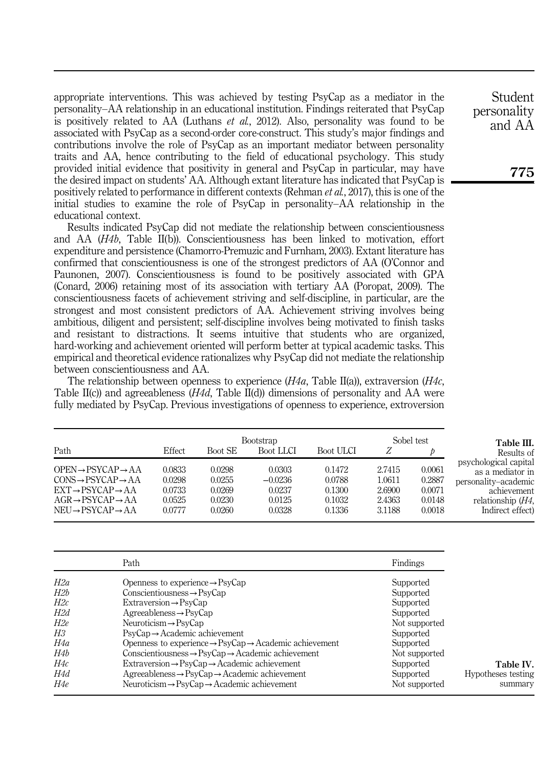appropriate interventions. This was achieved by testing PsyCap as a mediator in the personality–AA relationship in an educational institution. Findings reiterated that PsyCap is positively related to AA (Luthans *et al.*, 2012). Also, personality was found to be associated with PsyCap as a second-order core-construct. This study's major findings and contributions involve the role of PsyCap as an important mediator between personality traits and AA, hence contributing to the field of educational psychology. This study provided initial evidence that positivity in general and PsyCap in particular, may have the desired impact on students' AA. Although extant literature has indicated that PsyCap is positively related to performance in different contexts (Rehman *et al.*, 2017), this is one of the initial studies to examine the role of PsyCap in personality–AA relationship in the educational context.

Results indicated PsyCap did not mediate the relationship between conscientiousness and AA (*H4b*, Table II(b)). Conscientiousness has been linked to motivation, effort expenditure and persistence (Chamorro-Premuzic and Furnham, 2003). Extant literature has confirmed that conscientiousness is one of the strongest predictors of AA (O'Connor and Paunonen, 2007). Conscientiousness is found to be positively associated with GPA (Conard, 2006) retaining most of its association with tertiary AA (Poropat, 2009). The conscientiousness facets of achievement striving and self-discipline, in particular, are the strongest and most consistent predictors of AA. Achievement striving involves being ambitious, diligent and persistent; self-discipline involves being motivated to finish tasks and resistant to distractions. It seems intuitive that students who are organized, hard-working and achievement oriented will perform better at typical academic tasks. This empirical and theoretical evidence rationalizes why PsyCap did not mediate the relationship between conscientiousness and AA.

The relationship between openness to experience (*H4a*, Table II(a)), extraversion (*H4c*, Table II(c)) and agreeableness (*H4d*, Table II(d)) dimensions of personality and AA were fully mediated by PsyCap. Previous investigations of openness to experience, extroversion

**Table III.** Results of psychological capital as a mediator in personality–academic achievement relationship (*H4*, Indirect effect)

| Path | Effect | Bootstrap Boot SE | Bootstrap Boot LLCI | Bootstrap Boot ULCI | Sobel test $Z$ | Sobel test $p$ |
|---|---|---|---|---|---|---|
| OPEN→PSYCAP→AA | 0.0833 | 0.0298 | 0.0303 | 0.1472 | 2.7415 | 0.0061 |
| CONS→PSYCAP→AA | 0.0298 | 0.0255 | −0.0236 | 0.0788 | 1.0611 | 0.2887 |
| EXT→PSYCAP→AA | 0.0733 | 0.0269 | 0.0237 | 0.1300 | 2.6900 | 0.0071 |
| AGR→PSYCAP→AA | 0.0525 | 0.0230 | 0.0125 | 0.1032 | 2.4363 | 0.0148 |
| NEU→PSYCAP→AA | 0.0777 | 0.0260 | 0.0328 | 0.1336 | 3.1188 | 0.0018 |

**Table IV.** Hypotheses testing summary

| | Path | Findings |
|---|---|---|
| *H2a* | Openness to experience→PsyCap | Supported |
| *H2b* | Conscientiousness→PsyCap | Supported |
| *H2c* | Extraversion→PsyCap | Supported |
| *H2d* | Agreeableness→PsyCap | Supported |
| *H2e* | Neuroticism→PsyCap | Not supported |
| *H3* | PsyCap→Academic achievement | Supported |
| *H4a* | Openness to experience→PsyCap→Academic achievement | Supported |
| *H4b* | Conscientiousness→PsyCap→Academic achievement | Not supported |
| *H4c* | Extraversion→PsyCap→Academic achievement | Supported |
| *H4d* | Agreeableness→PsyCap→Academic achievement | Supported |
| *H4e* | Neuroticism→PsyCap→Academic achievement | Not supported |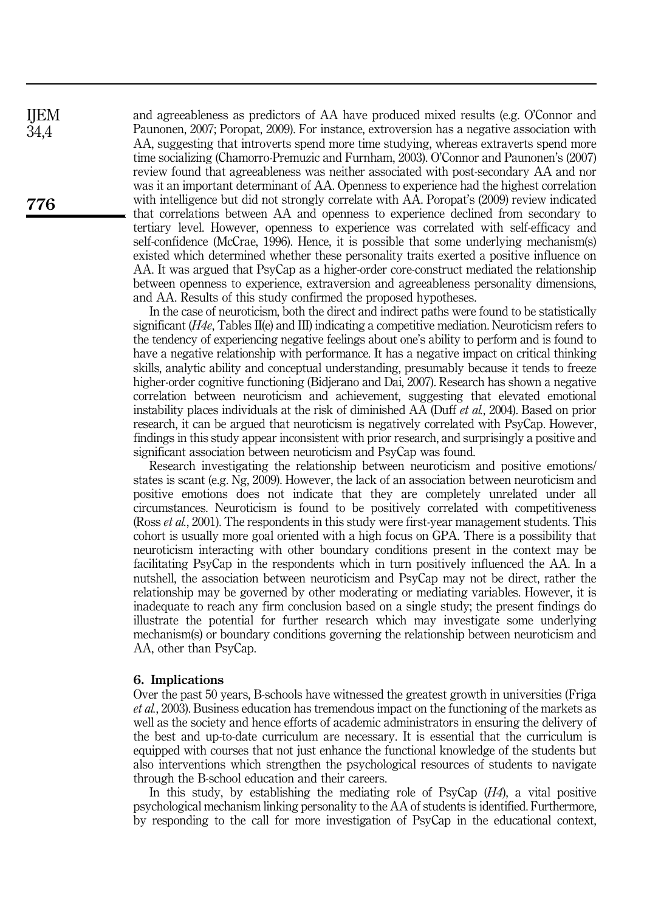and agreeableness as predictors of AA have produced mixed results (e.g. O'Connor and Paunonen, 2007; Poropat, 2009). For instance, extroversion has a negative association with AA, suggesting that introverts spend more time studying, whereas extraverts spend more time socializing (Chamorro-Premuzic and Furnham, 2003). O'Connor and Paunonen's (2007) review found that agreeableness was neither associated with post-secondary AA and nor was it an important determinant of AA. Openness to experience had the highest correlation with intelligence but did not strongly correlate with AA. Poropat's (2009) review indicated that correlations between AA and openness to experience declined from secondary to tertiary level. However, openness to experience was correlated with self-efficacy and self-confidence (McCrae, 1996). Hence, it is possible that some underlying mechanism(s) existed which determined whether these personality traits exerted a positive influence on AA. It was argued that PsyCap as a higher-order core-construct mediated the relationship between openness to experience, extraversion and agreeableness personality dimensions, and AA. Results of this study confirmed the proposed hypotheses.

In the case of neuroticism, both the direct and indirect paths were found to be statistically significant (*H4e*, Tables II(e) and III) indicating a competitive mediation. Neuroticism refers to the tendency of experiencing negative feelings about one's ability to perform and is found to have a negative relationship with performance. It has a negative impact on critical thinking skills, analytic ability and conceptual understanding, presumably because it tends to freeze higher-order cognitive functioning (Bidjerano and Dai, 2007). Research has shown a negative correlation between neuroticism and achievement, suggesting that elevated emotional instability places individuals at the risk of diminished AA (Duff *et al.*, 2004). Based on prior research, it can be argued that neuroticism is negatively correlated with PsyCap. However, findings in this study appear inconsistent with prior research, and surprisingly a positive and significant association between neuroticism and PsyCap was found.

Research investigating the relationship between neuroticism and positive emotions/states is scant (e.g. Ng, 2009). However, the lack of an association between neuroticism and positive emotions does not indicate that they are completely unrelated under all circumstances. Neuroticism is found to be positively correlated with competitiveness (Ross *et al.*, 2001). The respondents in this study were first-year management students. This cohort is usually more goal oriented with a high focus on GPA. There is a possibility that neuroticism interacting with other boundary conditions present in the context may be facilitating PsyCap in the respondents which in turn positively influenced the AA. In a nutshell, the association between neuroticism and PsyCap may not be direct, rather the relationship may be governed by other moderating or mediating variables. However, it is inadequate to reach any firm conclusion based on a single study; the present findings do illustrate the potential for further research which may investigate some underlying mechanism(s) or boundary conditions governing the relationship between neuroticism and AA, other than PsyCap.

## 6. Implications

Over the past 50 years, B-schools have witnessed the greatest growth in universities (Friga *et al.*, 2003). Business education has tremendous impact on the functioning of the markets as well as the society and hence efforts of academic administrators in ensuring the delivery of the best and up-to-date curriculum are necessary. It is essential that the curriculum is equipped with courses that not just enhance the functional knowledge of the students but also interventions which strengthen the psychological resources of students to navigate through the B-school education and their careers.

In this study, by establishing the mediating role of PsyCap (*H4*), a vital positive psychological mechanism linking personality to the AA of students is identified. Furthermore, by responding to the call for more investigation of PsyCap in the educational context,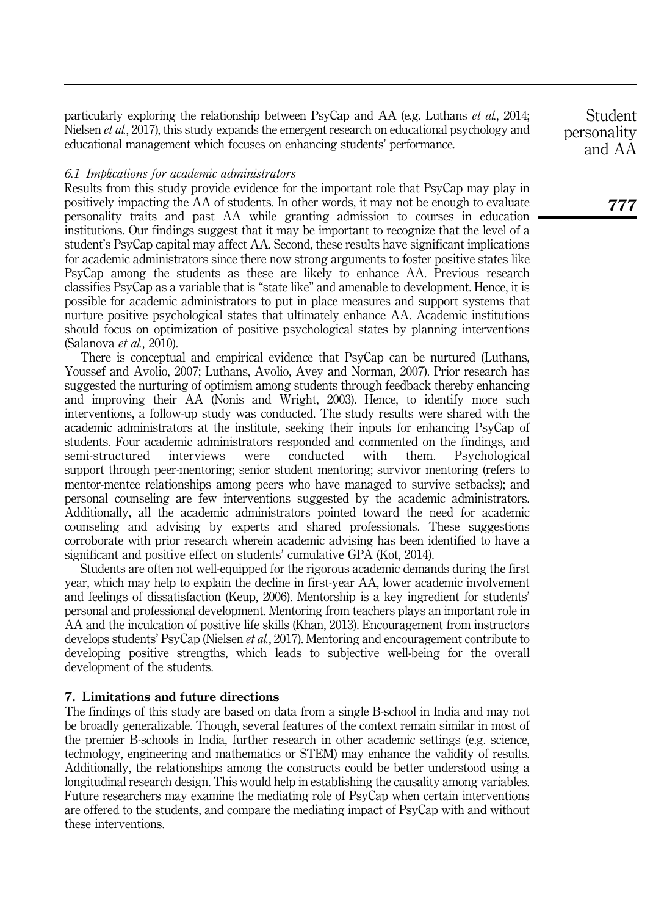particularly exploring the relationship between PsyCap and AA (e.g. Luthans *et al.*, 2014; Nielsen *et al.*, 2017), this study expands the emergent research on educational psychology and educational management which focuses on enhancing students' performance.

### *6.1 Implications for academic administrators*

Results from this study provide evidence for the important role that PsyCap may play in positively impacting the AA of students. In other words, it may not be enough to evaluate personality traits and past AA while granting admission to courses in education institutions. Our findings suggest that it may be important to recognize that the level of a student's PsyCap capital may affect AA. Second, these results have significant implications for academic administrators since there now strong arguments to foster positive states like PsyCap among the students as these are likely to enhance AA. Previous research classifies PsyCap as a variable that is "state like" and amenable to development. Hence, it is possible for academic administrators to put in place measures and support systems that nurture positive psychological states that ultimately enhance AA. Academic institutions should focus on optimization of positive psychological states by planning interventions (Salanova *et al.*, 2010).

There is conceptual and empirical evidence that PsyCap can be nurtured (Luthans, Youssef and Avolio, 2007; Luthans, Avolio, Avey and Norman, 2007). Prior research has suggested the nurturing of optimism among students through feedback thereby enhancing and improving their AA (Nonis and Wright, 2003). Hence, to identify more such interventions, a follow-up study was conducted. The study results were shared with the academic administrators at the institute, seeking their inputs for enhancing PsyCap of students. Four academic administrators responded and commented on the findings, and semi-structured interviews were conducted with them. Psychological support through peer-mentoring; senior student mentoring; survivor mentoring (refers to mentor-mentee relationships among peers who have managed to survive setbacks); and personal counseling are few interventions suggested by the academic administrators. Additionally, all the academic administrators pointed toward the need for academic counseling and advising by experts and shared professionals. These suggestions corroborate with prior research wherein academic advising has been identified to have a significant and positive effect on students' cumulative GPA (Kot, 2014).

Students are often not well-equipped for the rigorous academic demands during the first year, which may help to explain the decline in first-year AA, lower academic involvement and feelings of dissatisfaction (Keup, 2006). Mentorship is a key ingredient for students' personal and professional development. Mentoring from teachers plays an important role in AA and the inculcation of positive life skills (Khan, 2013). Encouragement from instructors develops students' PsyCap (Nielsen *et al.*, 2017). Mentoring and encouragement contribute to developing positive strengths, which leads to subjective well-being for the overall development of the students.

## 7. Limitations and future directions

The findings of this study are based on data from a single B-school in India and may not be broadly generalizable. Though, several features of the context remain similar in most of the premier B-schools in India, further research in other academic settings (e.g. science, technology, engineering and mathematics or STEM) may enhance the validity of results. Additionally, the relationships among the constructs could be better understood using a longitudinal research design. This would help in establishing the causality among variables. Future researchers may examine the mediating role of PsyCap when certain interventions are offered to the students, and compare the mediating impact of PsyCap with and without these interventions.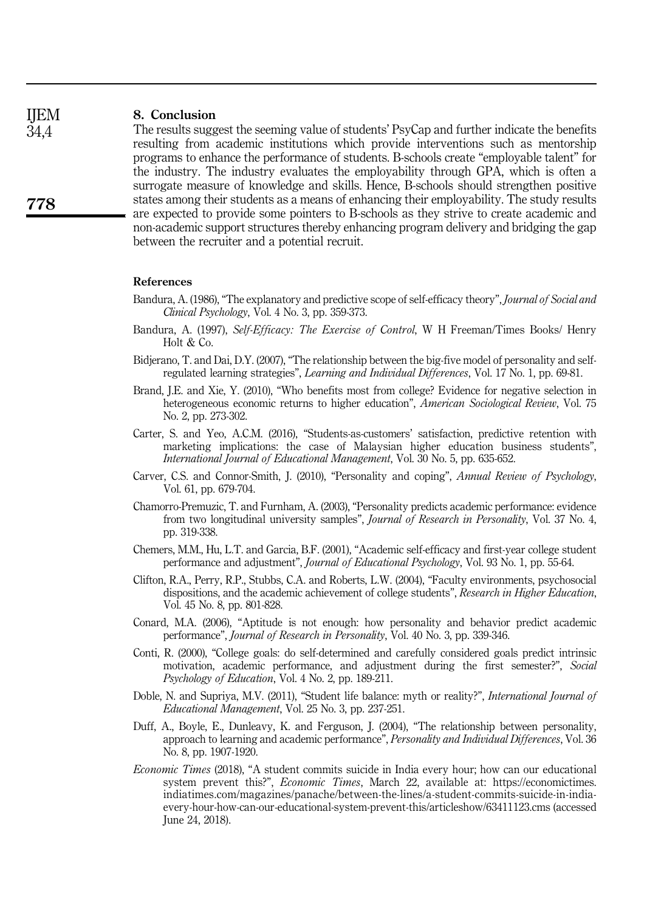## 8. Conclusion

The results suggest the seeming value of students' PsyCap and further indicate the benefits resulting from academic institutions which provide interventions such as mentorship programs to enhance the performance of students. B-schools create "employable talent" for the industry. The industry evaluates the employability through GPA, which is often a surrogate measure of knowledge and skills. Hence, B-schools should strengthen positive states among their students as a means of enhancing their employability. The study results are expected to provide some pointers to B-schools as they strive to create academic and non-academic support structures thereby enhancing program delivery and bridging the gap between the recruiter and a potential recruit.

## References

Bandura, A. (1986), "The explanatory and predictive scope of self-efficacy theory", *Journal of Social and Clinical Psychology*, Vol. 4 No. 3, pp. 359-373.

Bandura, A. (1997), *Self-Efficacy: The Exercise of Control*, W H Freeman/Times Books/ Henry Holt & Co.

Bidjerano, T. and Dai, D.Y. (2007), "The relationship between the big-five model of personality and self-regulated learning strategies", *Learning and Individual Differences*, Vol. 17 No. 1, pp. 69-81.

Brand, J.E. and Xie, Y. (2010), "Who benefits most from college? Evidence for negative selection in heterogeneous economic returns to higher education", *American Sociological Review*, Vol. 75 No. 2, pp. 273-302.

Carter, S. and Yeo, A.C.M. (2016), "Students-as-customers' satisfaction, predictive retention with marketing implications: the case of Malaysian higher education business students", *International Journal of Educational Management*, Vol. 30 No. 5, pp. 635-652.

Carver, C.S. and Connor-Smith, J. (2010), "Personality and coping", *Annual Review of Psychology*, Vol. 61, pp. 679-704.

Chamorro-Premuzic, T. and Furnham, A. (2003), "Personality predicts academic performance: evidence from two longitudinal university samples", *Journal of Research in Personality*, Vol. 37 No. 4, pp. 319-338.

Chemers, M.M., Hu, L.T. and Garcia, B.F. (2001), "Academic self-efficacy and first-year college student performance and adjustment", *Journal of Educational Psychology*, Vol. 93 No. 1, pp. 55-64.

Clifton, R.A., Perry, R.P., Stubbs, C.A. and Roberts, L.W. (2004), "Faculty environments, psychosocial dispositions, and the academic achievement of college students", *Research in Higher Education*, Vol. 45 No. 8, pp. 801-828.

Conard, M.A. (2006), "Aptitude is not enough: how personality and behavior predict academic performance", *Journal of Research in Personality*, Vol. 40 No. 3, pp. 339-346.

Conti, R. (2000), "College goals: do self-determined and carefully considered goals predict intrinsic motivation, academic performance, and adjustment during the first semester?", *Social Psychology of Education*, Vol. 4 No. 2, pp. 189-211.

Doble, N. and Supriya, M.V. (2011), "Student life balance: myth or reality?", *International Journal of Educational Management*, Vol. 25 No. 3, pp. 237-251.

Duff, A., Boyle, E., Dunleavy, K. and Ferguson, J. (2004), "The relationship between personality, approach to learning and academic performance", *Personality and Individual Differences*, Vol. 36 No. 8, pp. 1907-1920.

*Economic Times* (2018), "A student commits suicide in India every hour; how can our educational system prevent this?", *Economic Times*, March 22, available at: https://economictimes.indiatimes.com/magazines/panache/between-the-lines/a-student-commits-suicide-in-india-every-hour-how-can-our-educational-system-prevent-this/articleshow/63411123.cms (accessed June 24, 2018).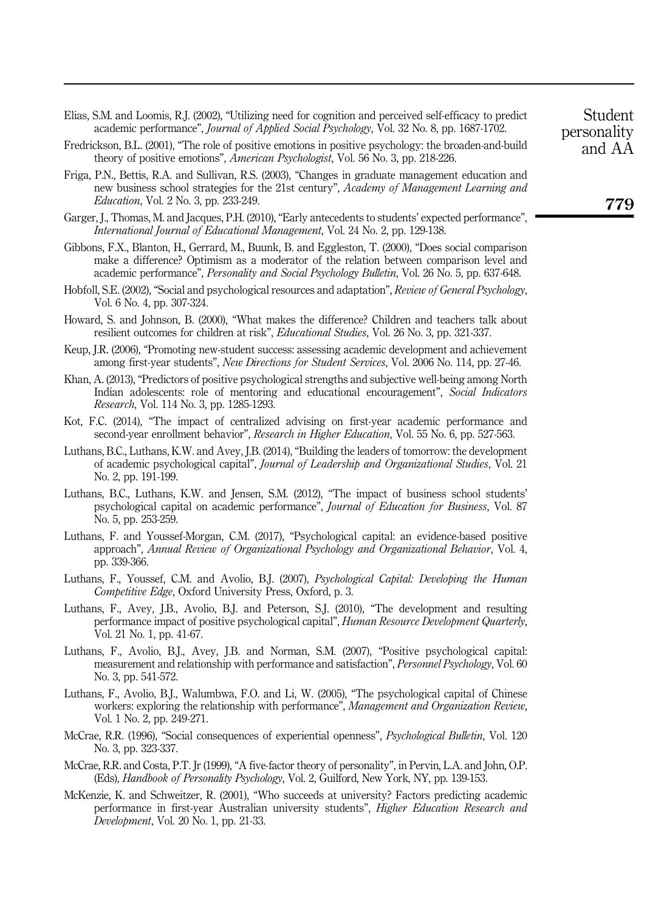Elias, S.M. and Loomis, R.J. (2002), "Utilizing need for cognition and perceived self-efficacy to predict academic performance", *Journal of Applied Social Psychology*, Vol. 32 No. 8, pp. 1687-1702.

Fredrickson, B.L. (2001), "The role of positive emotions in positive psychology: the broaden-and-build theory of positive emotions", *American Psychologist*, Vol. 56 No. 3, pp. 218-226.

Friga, P.N., Bettis, R.A. and Sullivan, R.S. (2003), "Changes in graduate management education and new business school strategies for the 21st century", *Academy of Management Learning and Education*, Vol. 2 No. 3, pp. 233-249.

Garger, J., Thomas, M. and Jacques, P.H. (2010), "Early antecedents to students' expected performance", *International Journal of Educational Management*, Vol. 24 No. 2, pp. 129-138.

Gibbons, F.X., Blanton, H., Gerrard, M., Buunk, B. and Eggleston, T. (2000), "Does social comparison make a difference? Optimism as a moderator of the relation between comparison level and academic performance", *Personality and Social Psychology Bulletin*, Vol. 26 No. 5, pp. 637-648.

Hobfoll, S.E. (2002), "Social and psychological resources and adaptation", *Review of General Psychology*, Vol. 6 No. 4, pp. 307-324.

Howard, S. and Johnson, B. (2000), "What makes the difference? Children and teachers talk about resilient outcomes for children at risk", *Educational Studies*, Vol. 26 No. 3, pp. 321-337.

Keup, J.R. (2006), "Promoting new-student success: assessing academic development and achievement among first-year students", *New Directions for Student Services*, Vol. 2006 No. 114, pp. 27-46.

Khan, A. (2013), "Predictors of positive psychological strengths and subjective well-being among North Indian adolescents: role of mentoring and educational encouragement", *Social Indicators Research*, Vol. 114 No. 3, pp. 1285-1293.

Kot, F.C. (2014), "The impact of centralized advising on first-year academic performance and second-year enrollment behavior", *Research in Higher Education*, Vol. 55 No. 6, pp. 527-563.

Luthans, B.C., Luthans, K.W. and Avey, J.B. (2014), "Building the leaders of tomorrow: the development of academic psychological capital", *Journal of Leadership and Organizational Studies*, Vol. 21 No. 2, pp. 191-199.

Luthans, B.C., Luthans, K.W. and Jensen, S.M. (2012), "The impact of business school students' psychological capital on academic performance", *Journal of Education for Business*, Vol. 87 No. 5, pp. 253-259.

Luthans, F. and Youssef-Morgan, C.M. (2017), "Psychological capital: an evidence-based positive approach", *Annual Review of Organizational Psychology and Organizational Behavior*, Vol. 4, pp. 339-366.

Luthans, F., Youssef, C.M. and Avolio, B.J. (2007), *Psychological Capital: Developing the Human Competitive Edge*, Oxford University Press, Oxford, p. 3.

Luthans, F., Avey, J.B., Avolio, B.J. and Peterson, S.J. (2010), "The development and resulting performance impact of positive psychological capital", *Human Resource Development Quarterly*, Vol. 21 No. 1, pp. 41-67.

Luthans, F., Avolio, B.J., Avey, J.B. and Norman, S.M. (2007), "Positive psychological capital: measurement and relationship with performance and satisfaction", *Personnel Psychology*, Vol. 60 No. 3, pp. 541-572.

Luthans, F., Avolio, B.J., Walumbwa, F.O. and Li, W. (2005), "The psychological capital of Chinese workers: exploring the relationship with performance", *Management and Organization Review*, Vol. 1 No. 2, pp. 249-271.

McCrae, R.R. (1996), "Social consequences of experiential openness", *Psychological Bulletin*, Vol. 120 No. 3, pp. 323-337.

McCrae, R.R. and Costa, P.T. Jr (1999), "A five-factor theory of personality", in Pervin, L.A. and John, O.P. (Eds), *Handbook of Personality Psychology*, Vol. 2, Guilford, New York, NY, pp. 139-153.

McKenzie, K. and Schweitzer, R. (2001), "Who succeeds at university? Factors predicting academic performance in first-year Australian university students", *Higher Education Research and Development*, Vol. 20 No. 1, pp. 21-33.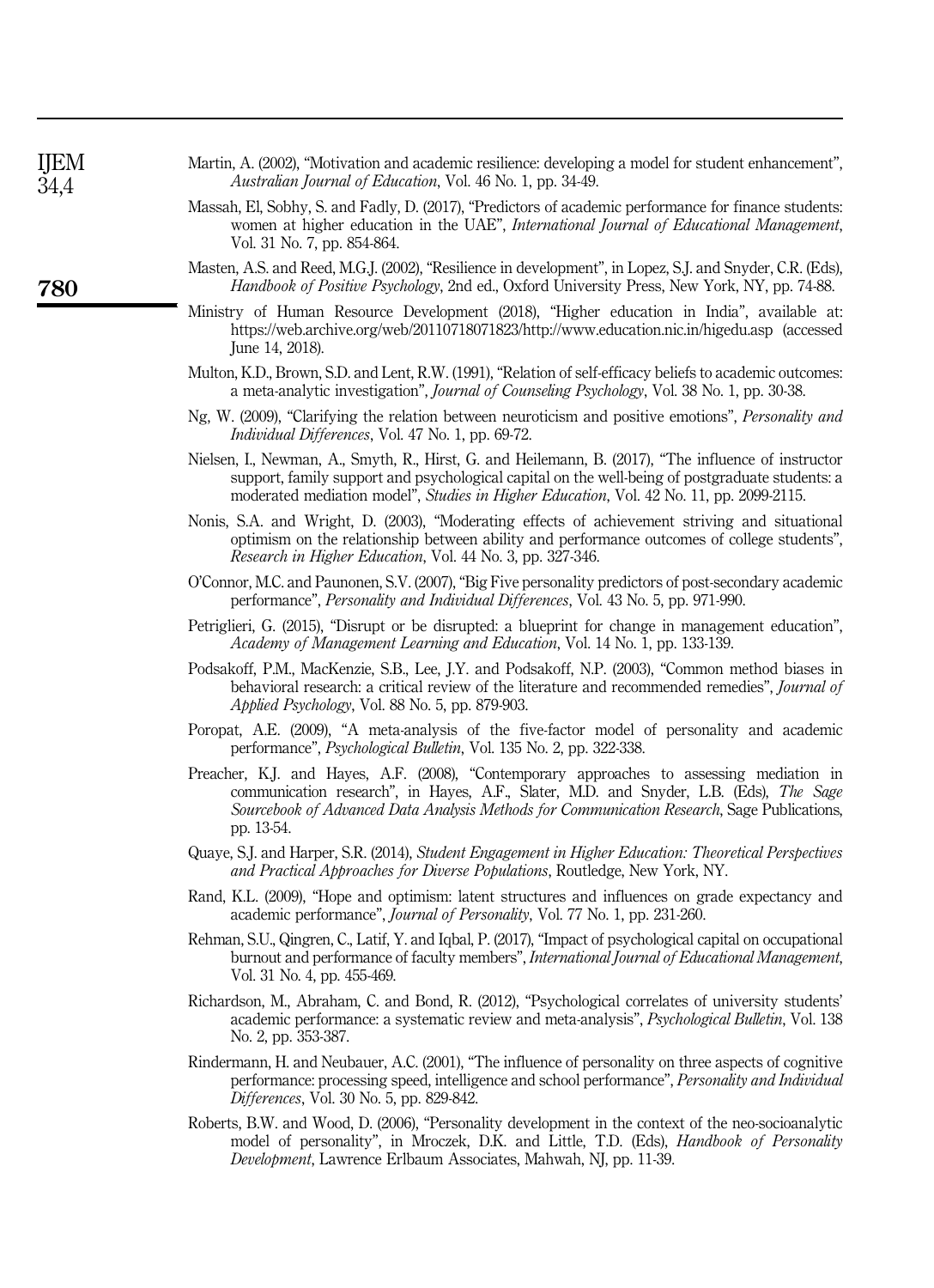Martin, A. (2002), "Motivation and academic resilience: developing a model for student enhancement", *Australian Journal of Education*, Vol. 46 No. 1, pp. 34-49.

Massah, El, Sobhy, S. and Fadly, D. (2017), "Predictors of academic performance for finance students: women at higher education in the UAE", *International Journal of Educational Management*, Vol. 31 No. 7, pp. 854-864.

Masten, A.S. and Reed, M.G.J. (2002), "Resilience in development", in Lopez, S.J. and Snyder, C.R. (Eds), *Handbook of Positive Psychology*, 2nd ed., Oxford University Press, New York, NY, pp. 74-88.

Ministry of Human Resource Development (2018), "Higher education in India", available at: https://web.archive.org/web/20110718071823/http://www.education.nic.in/higedu.asp (accessed June 14, 2018).

Multon, K.D., Brown, S.D. and Lent, R.W. (1991), "Relation of self-efficacy beliefs to academic outcomes: a meta-analytic investigation", *Journal of Counseling Psychology*, Vol. 38 No. 1, pp. 30-38.

Ng, W. (2009), "Clarifying the relation between neuroticism and positive emotions", *Personality and Individual Differences*, Vol. 47 No. 1, pp. 69-72.

Nielsen, I., Newman, A., Smyth, R., Hirst, G. and Heilemann, B. (2017), "The influence of instructor support, family support and psychological capital on the well-being of postgraduate students: a moderated mediation model", *Studies in Higher Education*, Vol. 42 No. 11, pp. 2099-2115.

Nonis, S.A. and Wright, D. (2003), "Moderating effects of achievement striving and situational optimism on the relationship between ability and performance outcomes of college students", *Research in Higher Education*, Vol. 44 No. 3, pp. 327-346.

O'Connor, M.C. and Paunonen, S.V. (2007), "Big Five personality predictors of post-secondary academic performance", *Personality and Individual Differences*, Vol. 43 No. 5, pp. 971-990.

Petriglieri, G. (2015), "Disrupt or be disrupted: a blueprint for change in management education", *Academy of Management Learning and Education*, Vol. 14 No. 1, pp. 133-139.

Podsakoff, P.M., MacKenzie, S.B., Lee, J.Y. and Podsakoff, N.P. (2003), "Common method biases in behavioral research: a critical review of the literature and recommended remedies", *Journal of Applied Psychology*, Vol. 88 No. 5, pp. 879-903.

Poropat, A.E. (2009), "A meta-analysis of the five-factor model of personality and academic performance", *Psychological Bulletin*, Vol. 135 No. 2, pp. 322-338.

Preacher, K.J. and Hayes, A.F. (2008), "Contemporary approaches to assessing mediation in communication research", in Hayes, A.F., Slater, M.D. and Snyder, L.B. (Eds), *The Sage Sourcebook of Advanced Data Analysis Methods for Communication Research*, Sage Publications, pp. 13-54.

Quaye, S.J. and Harper, S.R. (2014), *Student Engagement in Higher Education: Theoretical Perspectives and Practical Approaches for Diverse Populations*, Routledge, New York, NY.

Rand, K.L. (2009), "Hope and optimism: latent structures and influences on grade expectancy and academic performance", *Journal of Personality*, Vol. 77 No. 1, pp. 231-260.

Rehman, S.U., Qingren, C., Latif, Y. and Iqbal, P. (2017), "Impact of psychological capital on occupational burnout and performance of faculty members", *International Journal of Educational Management*, Vol. 31 No. 4, pp. 455-469.

Richardson, M., Abraham, C. and Bond, R. (2012), "Psychological correlates of university students' academic performance: a systematic review and meta-analysis", *Psychological Bulletin*, Vol. 138 No. 2, pp. 353-387.

Rindermann, H. and Neubauer, A.C. (2001), "The influence of personality on three aspects of cognitive performance: processing speed, intelligence and school performance", *Personality and Individual Differences*, Vol. 30 No. 5, pp. 829-842.

Roberts, B.W. and Wood, D. (2006), "Personality development in the context of the neo-socioanalytic model of personality", in Mroczek, D.K. and Little, T.D. (Eds), *Handbook of Personality Development*, Lawrence Erlbaum Associates, Mahwah, NJ, pp. 11-39.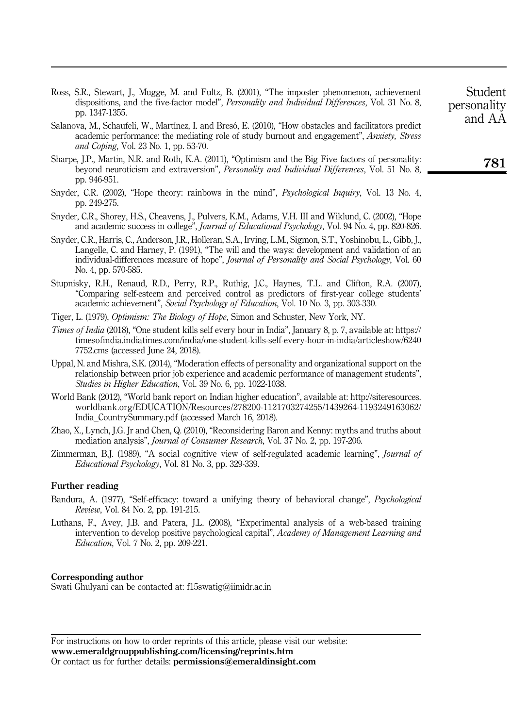Ross, S.R., Stewart, J., Mugge, M. and Fultz, B. (2001), "The imposter phenomenon, achievement dispositions, and the five-factor model", *Personality and Individual Differences*, Vol. 31 No. 8, pp. 1347-1355.

Salanova, M., Schaufeli, W., Martínez, I. and Bresó, E. (2010), "How obstacles and facilitators predict academic performance: the mediating role of study burnout and engagement", *Anxiety, Stress and Coping*, Vol. 23 No. 1, pp. 53-70.

Sharpe, J.P., Martin, N.R. and Roth, K.A. (2011), "Optimism and the Big Five factors of personality: beyond neuroticism and extraversion", *Personality and Individual Differences*, Vol. 51 No. 8, pp. 946-951.

Snyder, C.R. (2002), "Hope theory: rainbows in the mind", *Psychological Inquiry*, Vol. 13 No. 4, pp. 249-275.

Snyder, C.R., Shorey, H.S., Cheavens, J., Pulvers, K.M., Adams, V.H. III and Wiklund, C. (2002), "Hope and academic success in college", *Journal of Educational Psychology*, Vol. 94 No. 4, pp. 820-826.

Snyder, C.R., Harris, C., Anderson, J.R., Holleran, S.A., Irving, L.M., Sigmon, S.T., Yoshinobu, L., Gibb, J., Langelle, C. and Harney, P. (1991), "The will and the ways: development and validation of an individual-differences measure of hope", *Journal of Personality and Social Psychology*, Vol. 60 No. 4, pp. 570-585.

Stupnisky, R.H., Renaud, R.D., Perry, R.P., Ruthig, J.C., Haynes, T.L. and Clifton, R.A. (2007), "Comparing self-esteem and perceived control as predictors of first-year college students' academic achievement", *Social Psychology of Education*, Vol. 10 No. 3, pp. 303-330.

Tiger, L. (1979), *Optimism: The Biology of Hope*, Simon and Schuster, New York, NY.

*Times of India* (2018), "One student kills self every hour in India", January 8, p. 7, available at: https://timesofindia.indiatimes.com/india/one-student-kills-self-every-hour-in-india/articleshow/62407752.cms (accessed June 24, 2018).

Uppal, N. and Mishra, S.K. (2014), "Moderation effects of personality and organizational support on the relationship between prior job experience and academic performance of management students", *Studies in Higher Education*, Vol. 39 No. 6, pp. 1022-1038.

World Bank (2012), "World bank report on Indian higher education", available at: http://siteresources.worldbank.org/EDUCATION/Resources/278200-1121703274255/1439264-1193249163062/India_CountrySummary.pdf (accessed March 16, 2018).

Zhao, X., Lynch, J.G. Jr and Chen, Q. (2010), "Reconsidering Baron and Kenny: myths and truths about mediation analysis", *Journal of Consumer Research*, Vol. 37 No. 2, pp. 197-206.

Zimmerman, B.J. (1989), "A social cognitive view of self-regulated academic learning", *Journal of Educational Psychology*, Vol. 81 No. 3, pp. 329-339.

### Further reading

Bandura, A. (1977), "Self-efficacy: toward a unifying theory of behavioral change", *Psychological Review*, Vol. 84 No. 2, pp. 191-215.

Luthans, F., Avey, J.B. and Patera, J.L. (2008), "Experimental analysis of a web-based training intervention to develop positive psychological capital", *Academy of Management Learning and Education*, Vol. 7 No. 2, pp. 209-221.

### Corresponding author

Swati Ghulyani can be contacted at: f15swatig@iimidr.ac.in

For instructions on how to order reprints of this article, please visit our website:
**www.emeraldgrouppublishing.com/licensing/reprints.htm**
Or contact us for further details: **permissions@emeraldinsight.com**